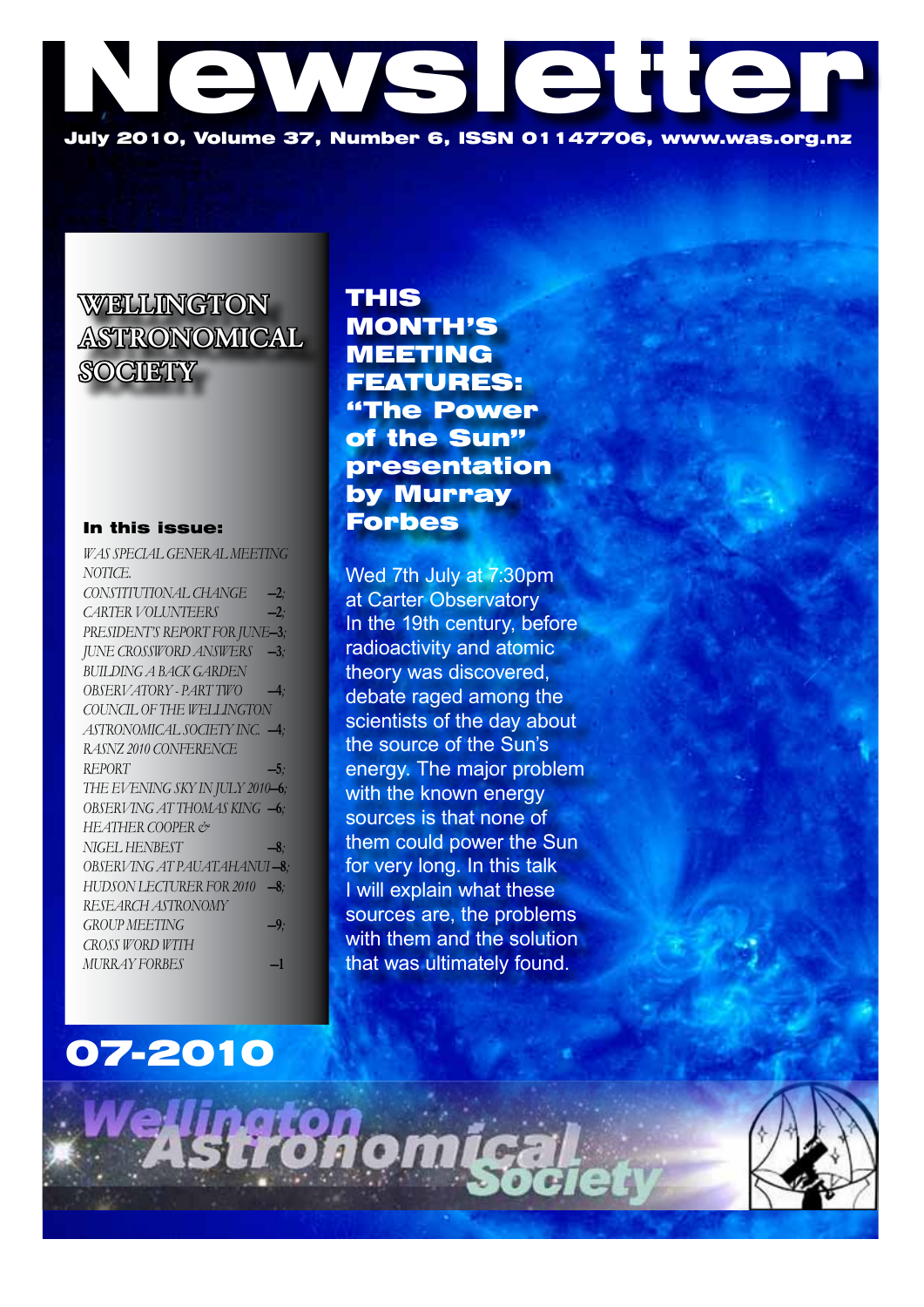# Newsletter

**July 2010, Volume 37, Number 6, ISSN 01147706, www.was.org.nz**

## WELLINGTON ASTRONOMICAL SOCIETY

**In this issue:**

*WAS SPECIAL GENERAL MEETING NOTICE.*
*CONSTITUTIONAL CHANGE –2;*
*CARTER VOLUNTEERS –2;*
*PRESIDENT'S REPORT FOR JUNE–3;*
*JUNE CROSSWORD ANSWERS –3;*
*BUILDING A BACK GARDEN OBSERVATORY - PART TWO –4;*
*COUNCIL OF THE WELLINGTON ASTRONOMICAL SOCIETY INC. –4;*
*RASNZ 2010 CONFERENCE REPORT –5;*
*THE EVENING SKY IN JULY 2010–6;*
*OBSERVING AT THOMAS KING –6;*
*HEATHER COOPER & NIGEL HENBEST –8;*
*OBSERVING AT PAUATAHANUI–8;*
*HUDSON LECTURER FOR 2010 –8;*
*RESEARCH ASTRONOMY GROUP MEETING –9;*
*CROSS WORD WITH MURRAY FORBES –1*

## THIS MONTH'S MEETING FEATURES: "The Power of the Sun" presentation by Murray Forbes

Wed 7th July at 7:30pm at Carter Observatory

In the 19th century, before radioactivity and atomic theory was discovered, debate raged among the scientists of the day about the source of the Sun's energy. The major problem with the known energy sources is that none of them could power the Sun for very long. In this talk I will explain what these sources are, the problems with them and the solution that was ultimately found.

# 07-2010

Wellington Astronomical Society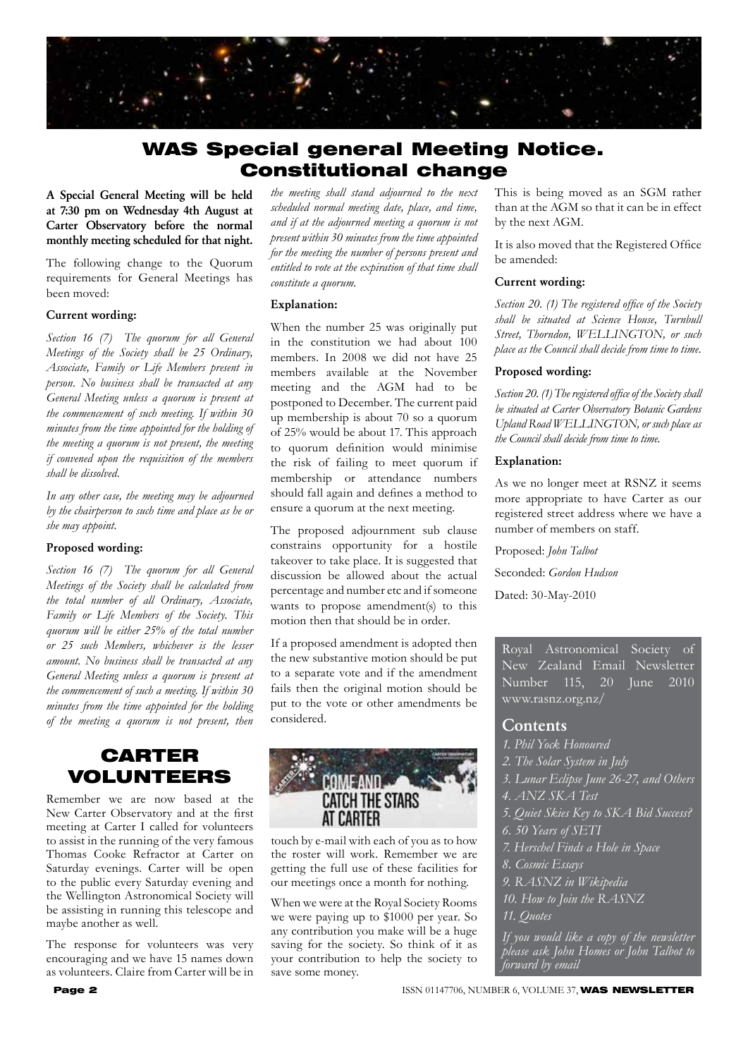# WAS Special general Meeting Notice. Constitutional change

**A Special General Meeting will be held at 7:30 pm on Wednesday 4th August at Carter Observatory before the normal monthly meeting scheduled for that night.**

The following change to the Quorum requirements for General Meetings has been moved:

**Current wording:**

*Section 16 (7) The quorum for all General Meetings of the Society shall be 25 Ordinary, Associate, Family or Life Members present in person. No business shall be transacted at any General Meeting unless a quorum is present at the commencement of such meeting. If within 30 minutes from the time appointed for the holding of the meeting a quorum is not present, the meeting if convened upon the requisition of the members shall be dissolved.*

*In any other case, the meeting may be adjourned by the chairperson to such time and place as he or she may appoint.*

**Proposed wording:**

*Section 16 (7) The quorum for all General Meetings of the Society shall be calculated from the total number of all Ordinary, Associate, Family or Life Members of the Society. This quorum will be either 25% of the total number or 25 such Members, whichever is the lesser amount. No business shall be transacted at any General Meeting unless a quorum is present at the commencement of such a meeting. If within 30 minutes from the time appointed for the holding of the meeting a quorum is not present, then the meeting shall stand adjourned to the next scheduled normal meeting date, place, and time, and if at the adjourned meeting a quorum is not present within 30 minutes from the time appointed for the meeting the number of persons present and entitled to vote at the expiration of that time shall constitute a quorum.*

**Explanation:**

When the number 25 was originally put in the constitution we had about 100 members. In 2008 we did not have 25 members available at the November meeting and the AGM had to be postponed to December. The current paid up membership is about 70 so a quorum of 25% would be about 17. This approach to quorum definition would minimise the risk of failing to meet quorum if membership or attendance numbers should fall again and defines a method to ensure a quorum at the next meeting.

The proposed adjournment sub clause constrains opportunity for a hostile takeover to take place. It is suggested that discussion be allowed about the actual percentage and number etc and if someone wants to propose amendment(s) to this motion then that should be in order.

If a proposed amendment is adopted then the new substantive motion should be put to a separate vote and if the amendment fails then the original motion should be put to the vote or other amendments be considered.

This is being moved as an SGM rather than at the AGM so that it can be in effect by the next AGM.

It is also moved that the Registered Office be amended:

**Current wording:**

*Section 20. (1) The registered office of the Society shall be situated at Science House, Turnbull Street, Thorndon, WELLINGTON, or such place as the Council shall decide from time to time.*

**Proposed wording:**

*Section 20. (1) The registered office of the Society shall be situated at Carter Observatory Botanic Gardens Upland Road WELLINGTON, or such place as the Council shall decide from time to time.*

**Explanation:**

As we no longer meet at RSNZ it seems more appropriate to have Carter as our registered street address where we have a number of members on staff.

Proposed: *John Talbot*

Seconded: *Gordon Hudson*

Dated: 30-May-2010

# CARTER VOLUNTEERS

Remember we are now based at the New Carter Observatory and at the first meeting at Carter I called for volunteers to assist in the running of the very famous Thomas Cooke Refractor at Carter on Saturday evenings. Carter will be open to the public every Saturday evening and the Wellington Astronomical Society will be assisting in running this telescope and maybe another as well.

The response for volunteers was very encouraging and we have 15 names down as volunteers. Claire from Carter will be in touch by e-mail with each of you as to how the roster will work. Remember we are getting the full use of these facilities for our meetings once a month for nothing.

When we were at the Royal Society Rooms we were paying up to $1000 per year. So any contribution you make will be a huge saving for the society. So think of it as your contribution to help the society to save some money.

Royal Astronomical Society of New Zealand Email Newsletter Number 115, 20 June 2010 www.rasnz.org.nz/

## Contents

1. *Phil Yock Honoured*
2. *The Solar System in July*
3. *Lunar Eclipse June 26-27, and Others*
4. *ANZ SKA Test*
5. *Quiet Skies Key to SKA Bid Success?*
6. *50 Years of SETI*
7. *Herschel Finds a Hole in Space*
8. *Cosmic Essays*
9. *RASNZ in Wikipedia*
10. *How to Join the RASNZ*
11. *Quotes*

*If you would like a copy of the newsletter please ask John Homes or John Talbot to forward by email*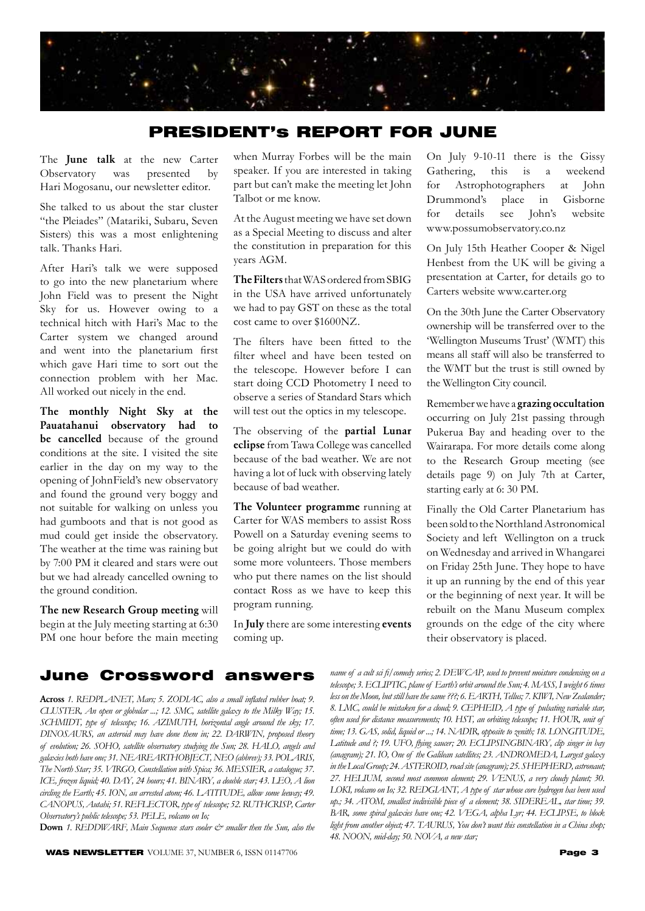# PRESIDENT's REPORT FOR JUNE

The **June talk** at the new Carter Observatory was presented by Hari Mogosanu, our newsletter editor.

She talked to us about the star cluster "the Pleiades" (Matariki, Subaru, Seven Sisters) this was a most enlightening talk. Thanks Hari.

After Hari's talk we were supposed to go into the new planetarium where John Field was to present the Night Sky for us. However owing to a technical hitch with Hari's Mac to the Carter system we changed around and went into the planetarium first which gave Hari time to sort out the connection problem with her Mac. All worked out nicely in the end.

**The monthly Night Sky at the Pauatahanui observatory had to be cancelled** because of the ground conditions at the site. I visited the site earlier in the day on my way to the opening of JohnField's new observatory and found the ground very boggy and not suitable for walking on unless you had gumboots and that is not good as mud could get inside the observatory. The weather at the time was raining but by 7:00 PM it cleared and stars were out but we had already cancelled owning to the ground condition.

**The new Research Group meeting** will begin at the July meeting starting at 6:30 PM one hour before the main meeting when Murray Forbes will be the main speaker. If you are interested in taking part but can't make the meeting let John Talbot or me know.

At the August meeting we have set down as a Special Meeting to discuss and alter the constitution in preparation for this years AGM.

**The Filters** that WAS ordered from SBIG in the USA have arrived unfortunately we had to pay GST on these as the total cost came to over $1600NZ.

The filters have been fitted to the filter wheel and have been tested on the telescope. However before I can start doing CCD Photometry I need to observe a series of Standard Stars which will test out the optics in my telescope.

The observing of the **partial Lunar eclipse** from Tawa College was cancelled because of the bad weather. We are not having a lot of luck with observing lately because of bad weather.

**The Volunteer programme** running at Carter for WAS members to assist Ross Powell on a Saturday evening seems to be going alright but we could do with some more volunteers. Those members who put there names on the list should contact Ross as we have to keep this program running.

In **July** there are some interesting **events** coming up.

On July 9-10-11 there is the Gissy Gathering, this is a weekend for Astrophotographers at John Drummond's place in Gisborne for details see John's website www.possumobservatory.co.nz

On July 15th Heather Cooper & Nigel Henbest from the UK will be giving a presentation at Carter, for details go to Carters website www.carter.org

On the 30th June the Carter Observatory ownership will be transferred over to the 'Wellington Museums Trust' (WMT) this means all staff will also be transferred to the WMT but the trust is still owned by the Wellington City council.

Remember we have a **grazing occultation** occurring on July 21st passing through Pukerua Bay and heading over to the Wairarapa. For more details come along to the Research Group meeting (see details page 9) on July 7th at Carter, starting early at 6: 30 PM.

Finally the Old Carter Planetarium has been sold to the Northland Astronomical Society and left Wellington on a truck on Wednesday and arrived in Whangarei on Friday 25th June. They hope to have it up an running by the end of this year or the beginning of next year. It will be rebuilt on the Manu Museum complex grounds on the edge of the city where their observatory is placed.

## June Crossword answers

**Across** *1. REDPLANET, Mars; 5. ZODIAC, also a small inflated rubber boat; 9. CLUSTER, An open or globular ...; 12. SMC, satellite galaxy to the Milky Way; 15. SCHMIDT, type of telescope; 16. AZIMUTH, horizontal angle around the sky; 17. DINOSAURS, an asteroid may have done them in; 22. DARWIN, proposed theory of evolution; 26. SOHO, satellite observatory studying the Sun; 28. HALO, angels and galaxies both have one; 31. NEAREARTHOBJECT, NEO (abbrev); 33. POLARIS, The North Star; 35. VIRGO, Constellation with Spica; 36. MESSIER, a catalogue; 37. ICE, frozen liquid; 40. DAY, 24 hours; 41. BINARY, a double star; 43. LEO, A lion circling the Earth; 45. ION, an arrested atom; 46. LATITUDE, allow some leeway; 49. CANOPUS, Autahi; 51. REFLECTOR, type of telescope; 52. RUTHCRISP, Carter Observatory's public telescope; 53. PELE, volcano on Io;*

**Down** *1. REDDWARF, Main Sequence stars cooler & smaller then the Sun, also the name of a cult sci fi/comedy series; 2. DEWCAP, used to prevent moisture condensing on a telescope; 3. ECLIPTIC, plane of Earth's orbit around the Sun; 4. MASS, I weight 6 times less on the Moon, but still have the same ???; 6. EARTH, Tellus; 7. KIWI, New Zealander; 8. LMC, could be mistaken for a cloud; 9. CEPHEID, A type of pulsating variable star, often used for distance measurements; 10. HST, an orbiting telescope; 11. HOUR, unit of time; 13. GAS, solid, liquid or ...; 14. NADIR, opposite to zenith; 18. LONGITUDE, Latitude and ?; 19. UFO, flying saucer; 20. ECLIPSINGBINARY, clip singer in bay (anagram); 21. IO, One of the Galilean satellites; 23. ANDROMEDA, Largest galaxy in the Local Group; 24. ASTEROID, road site (anagram); 25. SHEPHERD, astronaut; 27. HELIUM, second most common element; 29. VENUS, a very cloudy planet; 30. LOKI, volcano on Io; 32. REDGIANT, A type of star whose core hydrogen has been used up.; 34. ATOM, smallest indivisible piece of a element; 38. SIDEREAL, star time; 39. BAR, some spiral galaxies have one; 42. VEGA, alpha Lyr; 44. ECLIPSE, to block light from another object; 47. TAURUS, You don't want this constellation in a China shop; 48. NOON, mid-day; 50. NOVA, a new star;*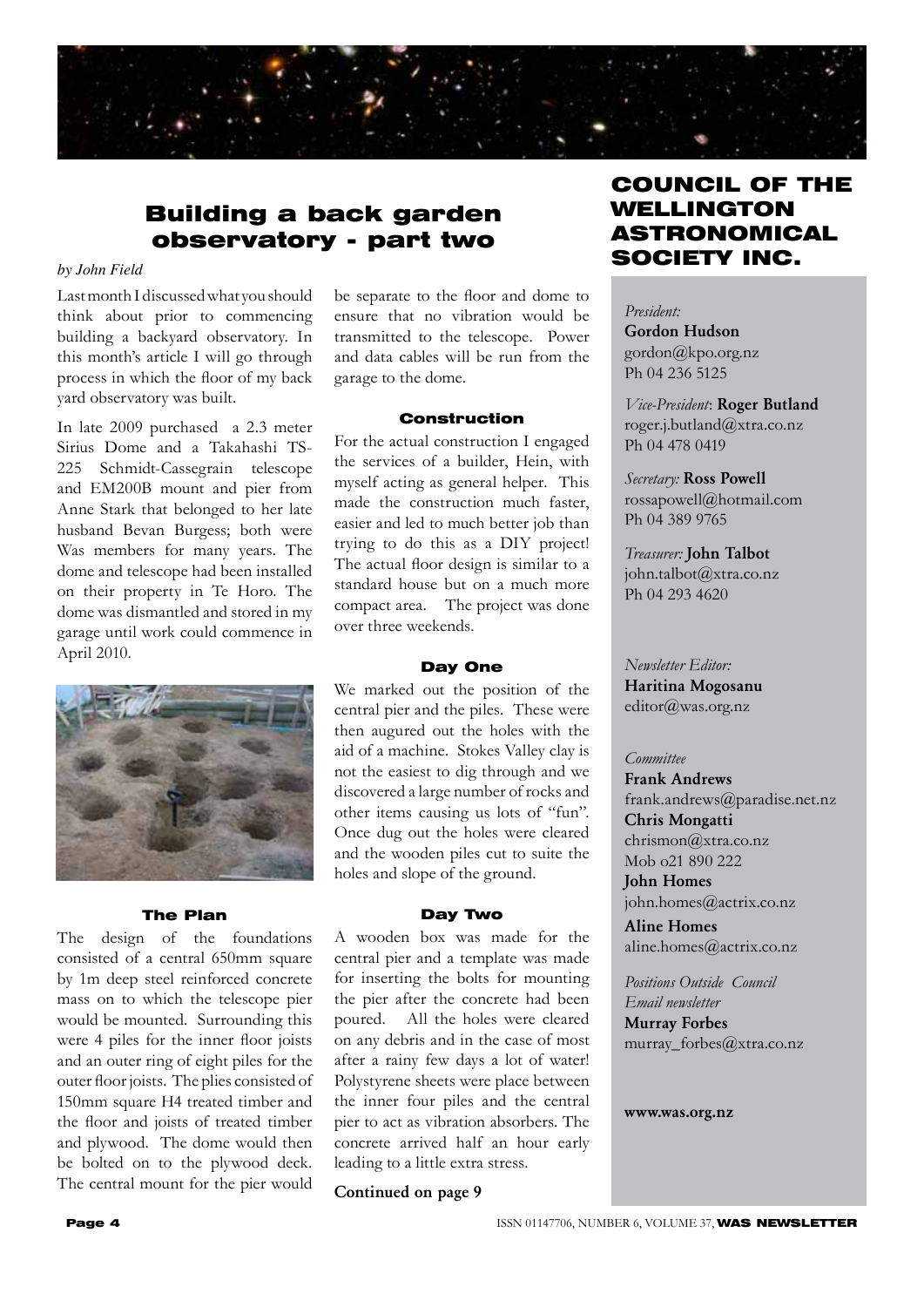## Building a back garden observatory - part two

*by John Field*

Last month I discussed what you should think about prior to commencing building a backyard observatory. In this month's article I will go through process in which the floor of my back yard observatory was built.

In late 2009 purchased a 2.3 meter Sirius Dome and a Takahashi TS-225 Schmidt-Cassegrain telescope and EM200B mount and pier from Anne Stark that belonged to her late husband Bevan Burgess; both were Was members for many years. The dome and telescope had been installed on their property in Te Horo. The dome was dismantled and stored in my garage until work could commence in April 2010.

#### The Plan

The design of the foundations consisted of a central 650mm square by 1m deep steel reinforced concrete mass on to which the telescope pier would be mounted. Surrounding this were 4 piles for the inner floor joists and an outer ring of eight piles for the outer floor joists. The plies consisted of 150mm square H4 treated timber and the floor and joists of treated timber and plywood. The dome would then be bolted on to the plywood deck. The central mount for the pier would be separate to the floor and dome to ensure that no vibration would be transmitted to the telescope. Power and data cables will be run from the garage to the dome.

#### Construction

For the actual construction I engaged the services of a builder, Hein, with myself acting as general helper. This made the construction much faster, easier and led to much better job than trying to do this as a DIY project! The actual floor design is similar to a standard house but on a much more compact area. The project was done over three weekends.

#### Day One

We marked out the position of the central pier and the piles. These were then augured out the holes with the aid of a machine. Stokes Valley clay is not the easiest to dig through and we discovered a large number of rocks and other items causing us lots of "fun". Once dug out the holes were cleared and the wooden piles cut to suite the holes and slope of the ground.

#### Day Two

A wooden box was made for the central pier and a template was made for inserting the bolts for mounting the pier after the concrete had been poured. All the holes were cleared on any debris and in the case of most after a rainy few days a lot of water! Polystyrene sheets were place between the inner four piles and the central pier to act as vibration absorbers. The concrete arrived half an hour early leading to a little extra stress.

**Continued on page 9**

## COUNCIL OF THE WELLINGTON ASTRONOMICAL SOCIETY INC.

*President:*
**Gordon Hudson**
gordon@kpo.org.nz
Ph 04 236 5125

*Vice-President*: **Roger Butland**
roger.j.butland@xtra.co.nz
Ph 04 478 0419

*Secretary:* **Ross Powell**
rossapowell@hotmail.com
Ph 04 389 9765

*Treasurer:* **John Talbot**
john.talbot@xtra.co.nz
Ph 04 293 4620

*Newsletter Editor:*
**Haritina Mogosanu**
editor@was.org.nz

*Committee*
**Frank Andrews**
frank.andrews@paradise.net.nz
**Chris Mongatti**
chrismon@xtra.co.nz
Mob o21 890 222
**John Homes**
john.homes@actrix.co.nz
**Aline Homes**
aline.homes@actrix.co.nz

*Positions Outside Council*
*Email newsletter*
**Murray Forbes**
murray_forbes@xtra.co.nz

**www.was.org.nz**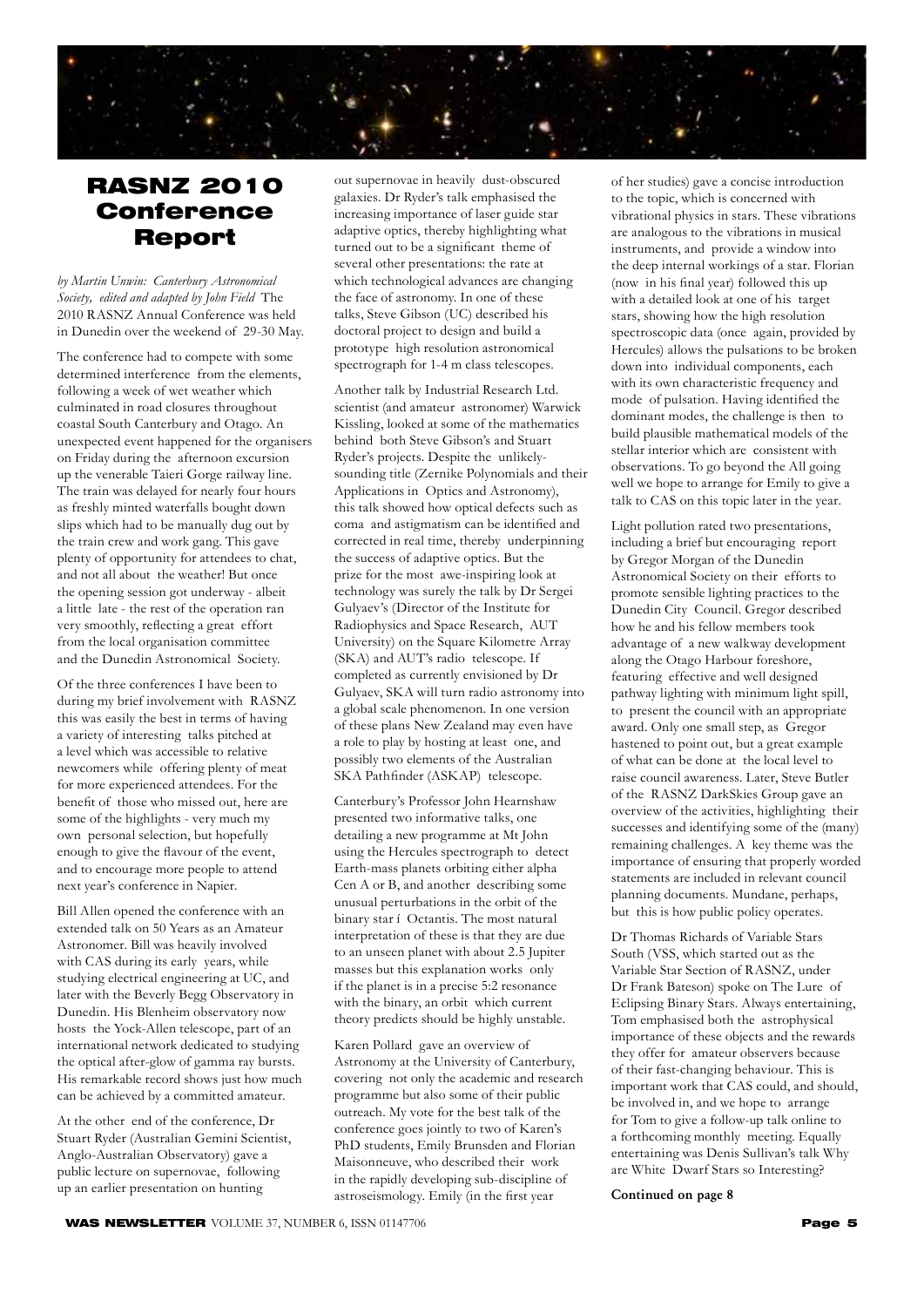# RASNZ 2010 Conference Report

*by Martin Unwin: Canterbury Astronomical Society, edited and adapted by John Field* The 2010 RASNZ Annual Conference was held in Dunedin over the weekend of 29-30 May.

The conference had to compete with some determined interference from the elements, following a week of wet weather which culminated in road closures throughout coastal South Canterbury and Otago. An unexpected event happened for the organisers on Friday during the afternoon excursion up the venerable Taieri Gorge railway line. The train was delayed for nearly four hours as freshly minted waterfalls bought down slips which had to be manually dug out by the train crew and work gang. This gave plenty of opportunity for attendees to chat, and not all about the weather! But once the opening session got underway - albeit a little late - the rest of the operation ran very smoothly, reflecting a great effort from the local organisation committee and the Dunedin Astronomical Society.

Of the three conferences I have been to during my brief involvement with RASNZ this was easily the best in terms of having a variety of interesting talks pitched at a level which was accessible to relative newcomers while offering plenty of meat for more experienced attendees. For the benefit of those who missed out, here are some of the highlights - very much my own personal selection, but hopefully enough to give the flavour of the event, and to encourage more people to attend next year's conference in Napier.

Bill Allen opened the conference with an extended talk on 50 Years as an Amateur Astronomer. Bill was heavily involved with CAS during its early years, while studying electrical engineering at UC, and later with the Beverly Begg Observatory in Dunedin. His Blenheim observatory now hosts the Yock-Allen telescope, part of an international network dedicated to studying the optical after-glow of gamma ray bursts. His remarkable record shows just how much can be achieved by a committed amateur.

At the other end of the conference, Dr Stuart Ryder (Australian Gemini Scientist, Anglo-Australian Observatory) gave a public lecture on supernovae, following up an earlier presentation on hunting out supernovae in heavily dust-obscured galaxies. Dr Ryder's talk emphasised the increasing importance of laser guide star adaptive optics, thereby highlighting what turned out to be a significant theme of several other presentations: the rate at which technological advances are changing the face of astronomy. In one of these talks, Steve Gibson (UC) described his doctoral project to design and build a prototype high resolution astronomical spectrograph for 1-4 m class telescopes.

Another talk by Industrial Research Ltd. scientist (and amateur astronomer) Warwick Kissling, looked at some of the mathematics behind both Steve Gibson's and Stuart Ryder's projects. Despite the unlikely-sounding title (Zernike Polynomials and their Applications in Optics and Astronomy), this talk showed how optical defects such as coma and astigmatism can be identified and corrected in real time, thereby underpinning the success of adaptive optics. But the prize for the most awe-inspiring look at technology was surely the talk by Dr Sergei Gulyaev's (Director of the Institute for Radiophysics and Space Research, AUT University) on the Square Kilometre Array (SKA) and AUT's radio telescope. If completed as currently envisioned by Dr Gulyaev, SKA will turn radio astronomy into a global scale phenomenon. In one version of these plans New Zealand may even have a role to play by hosting at least one, and possibly two elements of the Australian SKA Pathfinder (ASKAP) telescope.

Canterbury's Professor John Hearnshaw presented two informative talks, one detailing a new programme at Mt John using the Hercules spectrograph to detect Earth-mass planets orbiting either alpha Cen A or B, and another describing some unusual perturbations in the orbit of the binary star í Octantis. The most natural interpretation of these is that they are due to an unseen planet with about 2.5 Jupiter masses but this explanation works only if the planet is in a precise 5:2 resonance with the binary, an orbit which current theory predicts should be highly unstable.

Karen Pollard gave an overview of Astronomy at the University of Canterbury, covering not only the academic and research programme but also some of their public outreach. My vote for the best talk of the conference goes jointly to two of Karen's PhD students, Emily Brunsden and Florian Maisonneuve, who described their work in the rapidly developing sub-discipline of astroseismology. Emily (in the first year of her studies) gave a concise introduction to the topic, which is concerned with vibrational physics in stars. These vibrations are analogous to the vibrations in musical instruments, and provide a window into the deep internal workings of a star. Florian (now in his final year) followed this up with a detailed look at one of his target stars, showing how the high resolution spectroscopic data (once again, provided by Hercules) allows the pulsations to be broken down into individual components, each with its own characteristic frequency and mode of pulsation. Having identified the dominant modes, the challenge is then to build plausible mathematical models of the stellar interior which are consistent with observations. To go beyond the All going well we hope to arrange for Emily to give a talk to CAS on this topic later in the year.

Light pollution rated two presentations, including a brief but encouraging report by Gregor Morgan of the Dunedin Astronomical Society on their efforts to promote sensible lighting practices to the Dunedin City Council. Gregor described how he and his fellow members took advantage of a new walkway development along the Otago Harbour foreshore, featuring effective and well designed pathway lighting with minimum light spill, to present the council with an appropriate award. Only one small step, as Gregor hastened to point out, but a great example of what can be done at the local level to raise council awareness. Later, Steve Butler of the RASNZ DarkSkies Group gave an overview of the activities, highlighting their successes and identifying some of the (many) remaining challenges. A key theme was the importance of ensuring that properly worded statements are included in relevant council planning documents. Mundane, perhaps, but this is how public policy operates.

Dr Thomas Richards of Variable Stars South (VSS, which started out as the Variable Star Section of RASNZ, under Dr Frank Bateson) spoke on The Lure of Eclipsing Binary Stars. Always entertaining, Tom emphasised both the astrophysical importance of these objects and the rewards they offer for amateur observers because of their fast-changing behaviour. This is important work that CAS could, and should, be involved in, and we hope to arrange for Tom to give a follow-up talk online to a forthcoming monthly meeting. Equally entertaining was Denis Sullivan's talk Why are White Dwarf Stars so Interesting?

**Continued on page 8**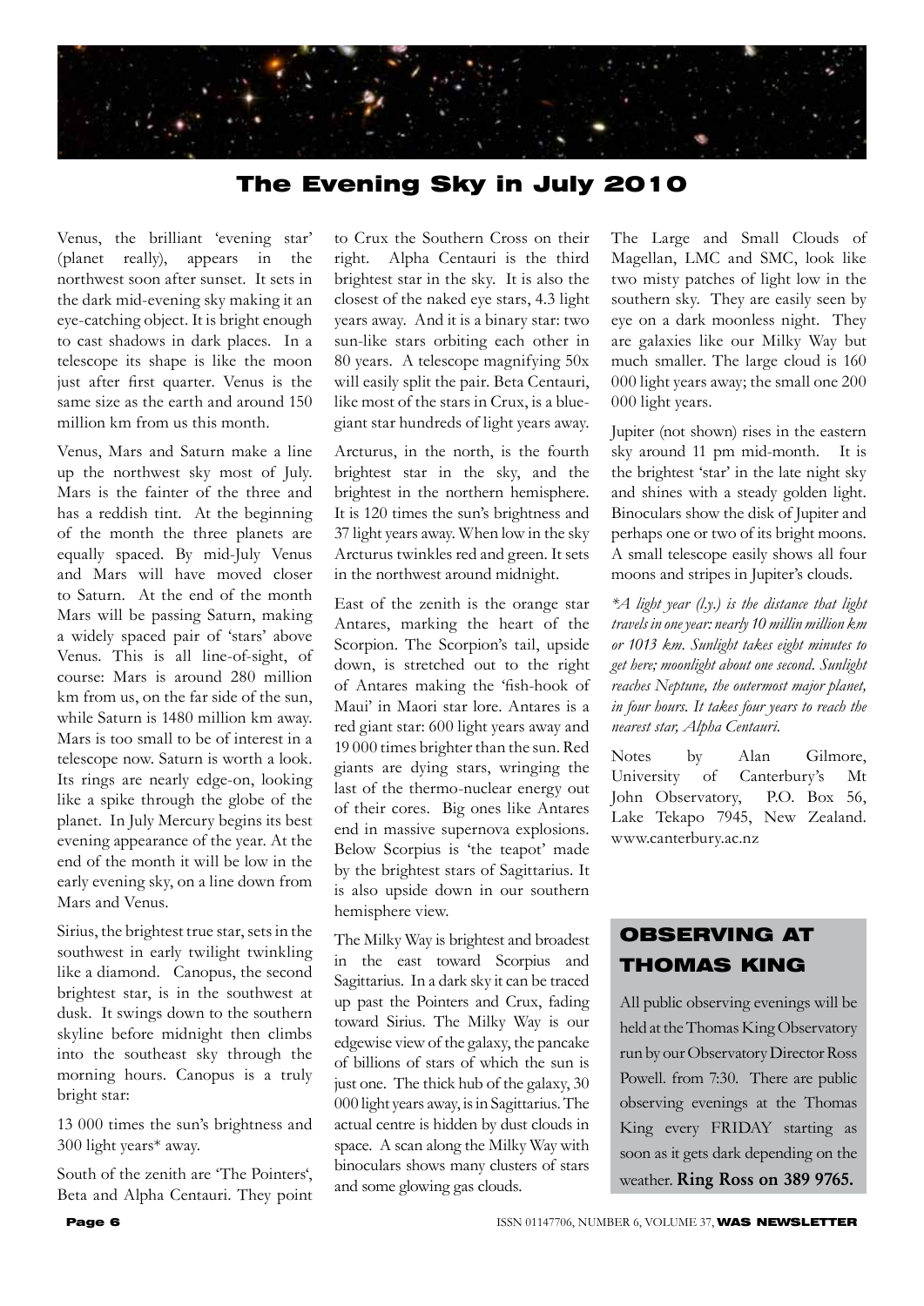# The Evening Sky in July 2010

Venus, the brilliant 'evening star' (planet really), appears in the northwest soon after sunset. It sets in the dark mid-evening sky making it an eye-catching object. It is bright enough to cast shadows in dark places. In a telescope its shape is like the moon just after first quarter. Venus is the same size as the earth and around 150 million km from us this month.

Venus, Mars and Saturn make a line up the northwest sky most of July. Mars is the fainter of the three and has a reddish tint. At the beginning of the month the three planets are equally spaced. By mid-July Venus and Mars will have moved closer to Saturn. At the end of the month Mars will be passing Saturn, making a widely spaced pair of 'stars' above Venus. This is all line-of-sight, of course: Mars is around 280 million km from us, on the far side of the sun, while Saturn is 1480 million km away. Mars is too small to be of interest in a telescope now. Saturn is worth a look. Its rings are nearly edge-on, looking like a spike through the globe of the planet. In July Mercury begins its best evening appearance of the year. At the end of the month it will be low in the early evening sky, on a line down from Mars and Venus.

Sirius, the brightest true star, sets in the southwest in early twilight twinkling like a diamond. Canopus, the second brightest star, is in the southwest at dusk. It swings down to the southern skyline before midnight then climbs into the southeast sky through the morning hours. Canopus is a truly bright star:

13 000 times the sun's brightness and 300 light years* away.

South of the zenith are 'The Pointers', Beta and Alpha Centauri. They point to Crux the Southern Cross on their right. Alpha Centauri is the third brightest star in the sky. It is also the closest of the naked eye stars, 4.3 light years away. And it is a binary star: two sun-like stars orbiting each other in 80 years. A telescope magnifying 50x will easily split the pair. Beta Centauri, like most of the stars in Crux, is a blue-giant star hundreds of light years away.

Arcturus, in the north, is the fourth brightest star in the sky, and the brightest in the northern hemisphere. It is 120 times the sun's brightness and 37 light years away. When low in the sky Arcturus twinkles red and green. It sets in the northwest around midnight.

East of the zenith is the orange star Antares, marking the heart of the Scorpion. The Scorpion's tail, upside down, is stretched out to the right of Antares making the 'fish-hook of Maui' in Maori star lore. Antares is a red giant star: 600 light years away and 19 000 times brighter than the sun. Red giants are dying stars, wringing the last of the thermo-nuclear energy out of their cores. Big ones like Antares end in massive supernova explosions. Below Scorpius is 'the teapot' made by the brightest stars of Sagittarius. It is also upside down in our southern hemisphere view.

The Milky Way is brightest and broadest in the east toward Scorpius and Sagittarius. In a dark sky it can be traced up past the Pointers and Crux, fading toward Sirius. The Milky Way is our edgewise view of the galaxy, the pancake of billions of stars of which the sun is just one. The thick hub of the galaxy, 30 000 light years away, is in Sagittarius. The actual centre is hidden by dust clouds in space. A scan along the Milky Way with binoculars shows many clusters of stars and some glowing gas clouds.

The Large and Small Clouds of Magellan, LMC and SMC, look like two misty patches of light low in the southern sky. They are easily seen by eye on a dark moonless night. They are galaxies like our Milky Way but much smaller. The large cloud is 160 000 light years away; the small one 200 000 light years.

Jupiter (not shown) rises in the eastern sky around 11 pm mid-month. It is the brightest 'star' in the late night sky and shines with a steady golden light. Binoculars show the disk of Jupiter and perhaps one or two of its bright moons. A small telescope easily shows all four moons and stripes in Jupiter's clouds.

*\*A light year (l.y.) is the distance that light travels in one year: nearly 10 millin million km or 1013 km. Sunlight takes eight minutes to get here; moonlight about one second. Sunlight reaches Neptune, the outermost major planet, in four hours. It takes four years to reach the nearest star, Alpha Centauri.*

Notes by Alan Gilmore, University of Canterbury's Mt John Observatory, P.O. Box 56, Lake Tekapo 7945, New Zealand. www.canterbury.ac.nz

## OBSERVING AT THOMAS KING

All public observing evenings will be held at the Thomas King Observatory run by our Observatory Director Ross Powell. from 7:30. There are public observing evenings at the Thomas King every FRIDAY starting as soon as it gets dark depending on the weather. **Ring Ross on 389 9765.**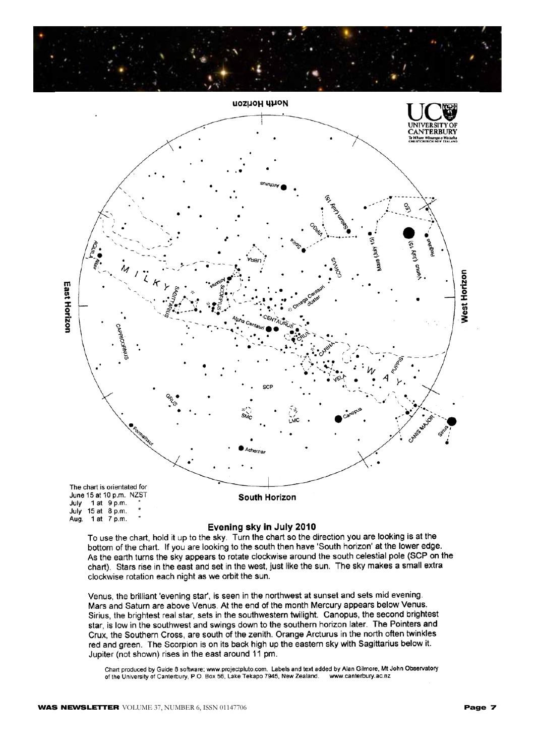The chart is orientated for
June 15 at 10 p.m. NZST
July 1 at 9 p.m. "
July 15 at 8 p.m. "
Aug. 1 at 7 p.m. "

## Evening sky in July 2010

To use the chart, hold it up to the sky. Turn the chart so the direction you are looking is at the bottom of the chart. If you are looking to the south then have 'South horizon' at the lower edge. As the earth turns the sky appears to rotate clockwise around the south celestial pole (SCP on the chart). Stars rise in the east and set in the west, just like the sun. The sky makes a small extra clockwise rotation each night as we orbit the sun.

Venus, the brilliant 'evening star', is seen in the northwest at sunset and sets mid evening. Mars and Saturn are above Venus. At the end of the month Mercury appears below Venus. Sirius, the brightest real star, sets in the southwestern twilight. Canopus, the second brightest star, is low in the southwest and swings down to the southern horizon later. The Pointers and Crux, the Southern Cross, are south of the zenith. Orange Arcturus in the north often twinkles red and green. The Scorpion is on its back high up the eastern sky with Sagittarius below it. Jupiter (not shown) rises in the east around 11 pm.

Chart produced by Guide 8 software; www.projectpluto.com. Labels and text added by Alan Gilmore, Mt John Observatory of the University of Canterbury, P.O. Box 56, Lake Tekapo 7945, New Zealand. www.canterbury.ac.nz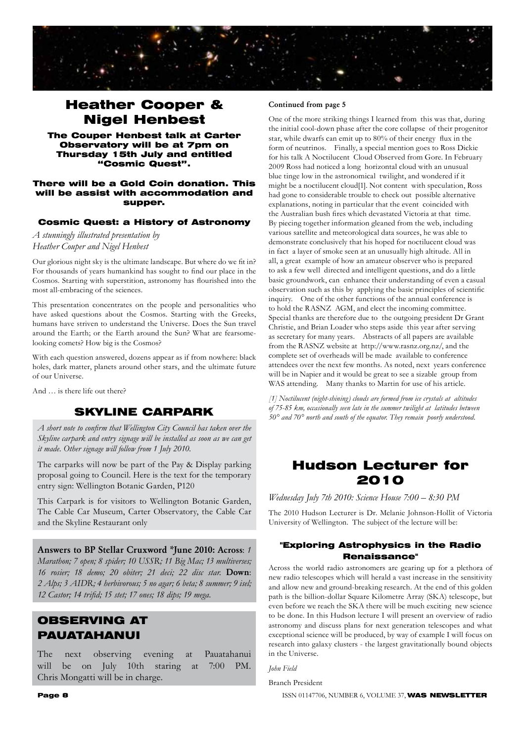## Heather Cooper & Nigel Henbest

**The Couper Henbest talk at Carter Observatory will be at 7pm on Thursday 15th July and entitled "Cosmic Quest".**

**There will be a Gold Coin donation. This will be assist with accommodation and supper.**

### Cosmic Quest: a History of Astronomy

*A stunningly illustrated presentation by Heather Couper and Nigel Henbest*

Our glorious night sky is the ultimate landscape. But where do we fit in? For thousands of years humankind has sought to find our place in the Cosmos. Starting with superstition, astronomy has flourished into the most all-embracing of the sciences.

This presentation concentrates on the people and personalities who have asked questions about the Cosmos. Starting with the Greeks, humans have striven to understand the Universe. Does the Sun travel around the Earth; or the Earth around the Sun? What are fearsome-looking comets? How big is the Cosmos?

With each question answered, dozens appear as if from nowhere: black holes, dark matter, planets around other stars, and the ultimate future of our Universe.

And … is there life out there?

## SKYLINE CARPARK

*A short note to confirm that Wellington City Council has taken over the Skyline carpark and entry signage will be installed as soon as we can get it made. Other signage will follow from 1 July 2010.*

The carparks will now be part of the Pay & Display parking proposal going to Council. Here is the text for the temporary entry sign: Wellington Botanic Garden, P120

This Carpark is for visitors to Wellington Botanic Garden, The Cable Car Museum, Carter Observatory, the Cable Car and the Skyline Restaurant only

**Answers to BP Stellar Cruxword *June 2010: Across**: *1 Marathon; 7 open; 8 spider; 10 USSR; 11 Big Mac; 13 multiverses; 16 rosier; 18 demo; 20 obiter; 21 deci; 22 disc star.* **Down**: *2 Alps; 3 AIDR; 4 herbivorous; 5 no agar; 6 beta; 8 summer; 9 isel; 12 Castor; 14 trifid; 15 stet; 17 ones; 18 dips; 19 mega.*

## OBSERVING AT PAUATAHANUI

The next observing evening at Pauatahanui will be on July 10th staring at 7:00 PM. Chris Mongatti will be in charge.

**Continued from page 5**

One of the more striking things I learned from this was that, during the initial cool-down phase after the core collapse of their progenitor star, while dwarfs can emit up to 80% of their energy flux in the form of neutrinos. Finally, a special mention goes to Ross Dickie for his talk A Noctilucent Cloud Observed from Gore. In February 2009 Ross had noticed a long horizontal cloud with an unusual blue tinge low in the astronomical twilight, and wondered if it might be a noctilucent cloud[1]. Not content with speculation, Ross had gone to considerable trouble to check out possible alternative explanations, noting in particular that the event coincided with the Australian bush fires which devastated Victoria at that time. By piecing together information gleaned from the web, including various satellite and meteorological data sources, he was able to demonstrate conclusively that his hoped for noctilucent cloud was in fact a layer of smoke seen at an unusually high altitude. All in all, a great example of how an amateur observer who is prepared to ask a few well directed and intelligent questions, and do a little basic groundwork, can enhance their understanding of even a casual observation such as this by applying the basic principles of scientific inquiry. One of the other functions of the annual conference is to hold the RASNZ AGM, and elect the incoming committee. Special thanks are therefore due to the outgoing president Dr Grant Christie, and Brian Loader who steps aside this year after serving as secretary for many years. Abstracts of all papers are available from the RASNZ website at http://www.rasnz.org.nz/, and the complete set of overheads will be made available to conference attendees over the next few months. As noted, next years conference will be in Napier and it would be great to see a sizable group from WAS attending. Many thanks to Martin for use of his article.

*[1] Noctilucent (night-shining) clouds are formed from ice crystals at altitudes of 75-85 km, occasionally seen late in the summer twilight at latitudes between 50° and 70° north and south of the equator. They remain poorly understood.*

## Hudson Lecturer for 2010

*Wednesday July 7th 2010: Science House 7:00 – 8:30 PM*

The 2010 Hudson Lecturer is Dr. Melanie Johnson-Hollit of Victoria University of Wellington. The subject of the lecture will be:

### "Exploring Astrophysics in the Radio Renaissance"

Across the world radio astronomers are gearing up for a plethora of new radio telescopes which will herald a vast increase in the sensitivity and allow new and ground-breaking research. At the end of this golden path is the billion-dollar Square Kilometre Array (SKA) telescope, but even before we reach the SKA there will be much exciting new science to be done. In this Hudson lecture I will present an overview of radio astronomy and discuss plans for next generation telescopes and what exceptional science will be produced, by way of example I will focus on research into galaxy clusters - the largest gravitationally bound objects in the Universe.

*John Field*

Branch President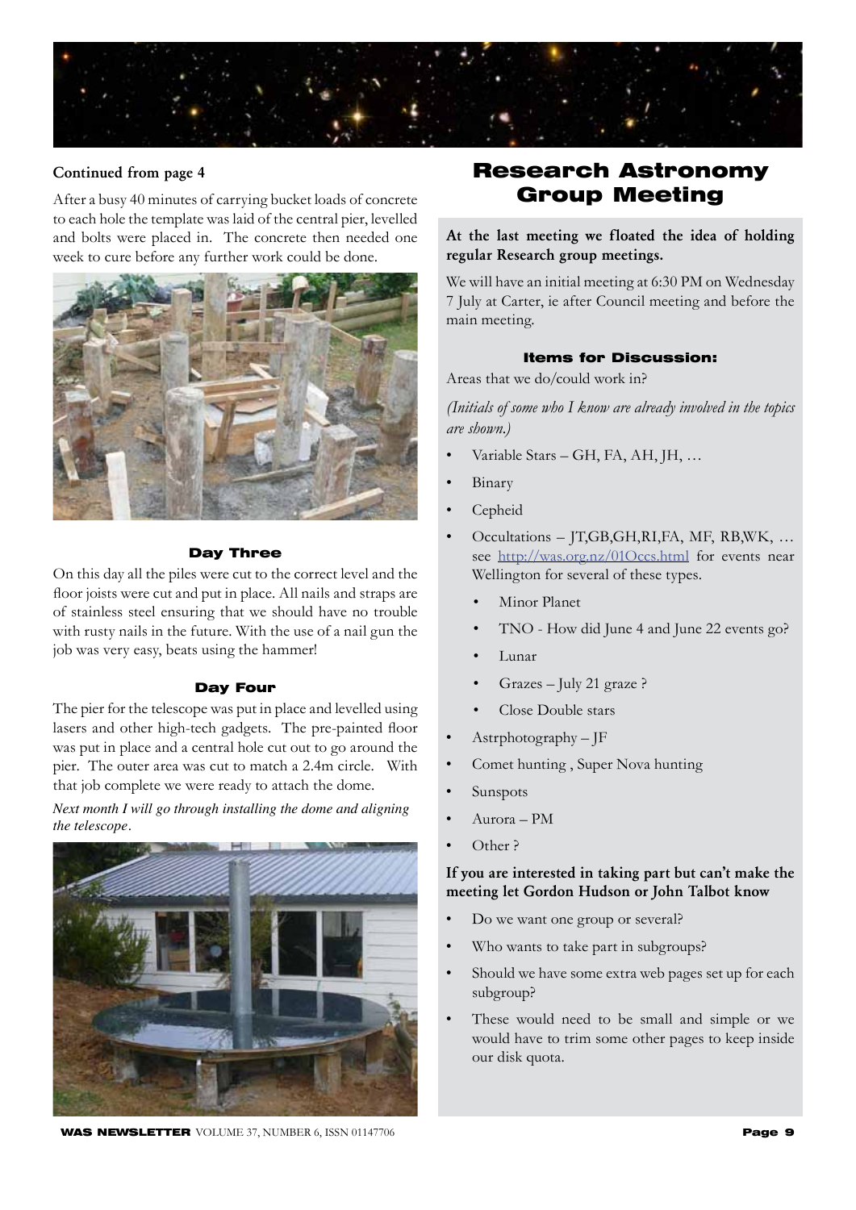**Continued from page 4**

After a busy 40 minutes of carrying bucket loads of concrete to each hole the template was laid of the central pier, levelled and bolts were placed in. The concrete then needed one week to cure before any further work could be done.

### Day Three

On this day all the piles were cut to the correct level and the floor joists were cut and put in place. All nails and straps are of stainless steel ensuring that we should have no trouble with rusty nails in the future. With the use of a nail gun the job was very easy, beats using the hammer!

### Day Four

The pier for the telescope was put in place and levelled using lasers and other high-tech gadgets. The pre-painted floor was put in place and a central hole cut out to go around the pier. The outer area was cut to match a 2.4m circle. With that job complete we were ready to attach the dome.

*Next month I will go through installing the dome and aligning the telescope.*

## Research Astronomy Group Meeting

**At the last meeting we floated the idea of holding regular Research group meetings.**

We will have an initial meeting at 6:30 PM on Wednesday 7 July at Carter, ie after Council meeting and before the main meeting.

### Items for Discussion:

Areas that we do/could work in?

*(Initials of some who I know are already involved in the topics are shown.)*

- Variable Stars – GH, FA, AH, JH, …
- Binary
- Cepheid
- Occultations – JT,GB,GH,RI,FA, MF, RB,WK, … see http://was.org.nz/01Occs.html for events near Wellington for several of these types.
    - Minor Planet
    - TNO - How did June 4 and June 22 events go?
    - Lunar
    - Grazes – July 21 graze ?
    - Close Double stars
- Astrphotography – JF
- Comet hunting , Super Nova hunting
- Sunspots
- Aurora – PM
- Other ?

**If you are interested in taking part but can't make the meeting let Gordon Hudson or John Talbot know**

- Do we want one group or several?
- Who wants to take part in subgroups?
- Should we have some extra web pages set up for each subgroup?
- These would need to be small and simple or we would have to trim some other pages to keep inside our disk quota.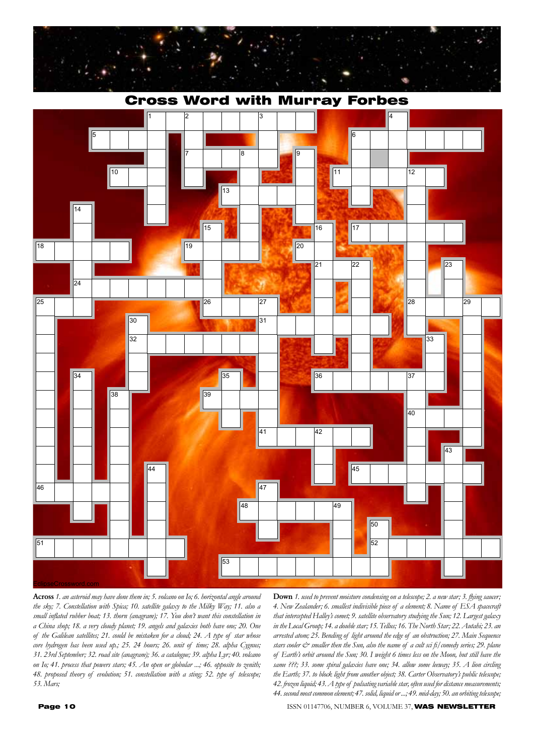# Cross Word with Murray Forbes

EclipseCrossword.com

**Across** *1. an asteroid may have done them in; 5. volcano on Io; 6. horizontal angle around the sky; 7. Constellation with Spica; 10. satellite galaxy to the Milky Way; 11. also a small inflated rubber boat; 13. thorn (anagram); 17. You don't want this constellation in a China shop; 18. a very cloudy planet; 19. angels and galaxies both have one; 20. One of the Galilean satellites; 21. could be mistaken for a cloud; 24. A type of star whose core hydrogen has been used up.; 25. 24 hours; 26. unit of time; 28. alpha Cygnus; 31. 23rd September; 32. road site (anagram); 36. a catalogue; 39. alpha Lyr; 40. volcano on Io; 41. process that powers stars; 45. An open or globular ...; 46. opposite to zenith; 48. proposed theory of evolution; 51. constellation with a sting; 52. type of telescope; 53. Mars;*

**Down** *1. used to prevent moisture condensing on a telescope; 2. a new star; 3. flying saucer; 4. New Zealander; 6. smallest indivisible piece of a element; 8. Name of ESA spacecraft that intercepted Halley's comet; 9. satellite observatory studying the Sun; 12. Largest galaxy in the Local Group; 14. a double star; 15. Tellus; 16. The North Star; 22. Autahi; 23. an arrested atom; 25. Bending of light around the edge of an obstruction; 27. Main Sequence stars cooler & smaller then the Sun, also the name of a cult sci fi/comedy series; 29. plane of Earth's orbit around the Sun; 30. I weight 6 times less on the Moon, but still have the same ???; 33. some spiral galaxies have one; 34. allow some leeway; 35. A lion circling the Earth; 37. to block light from another object; 38. Carter Observatory's public telescope; 42. frozen liquid; 43. A type of pulsating variable star, often used for distance measurements; 44. second most common element; 47. solid, liquid or ...; 49. mid-day; 50. an orbiting telescope;*

ISSN 01147706, NUMBER 6, VOLUME 37, **WAS NEWSLETTER**